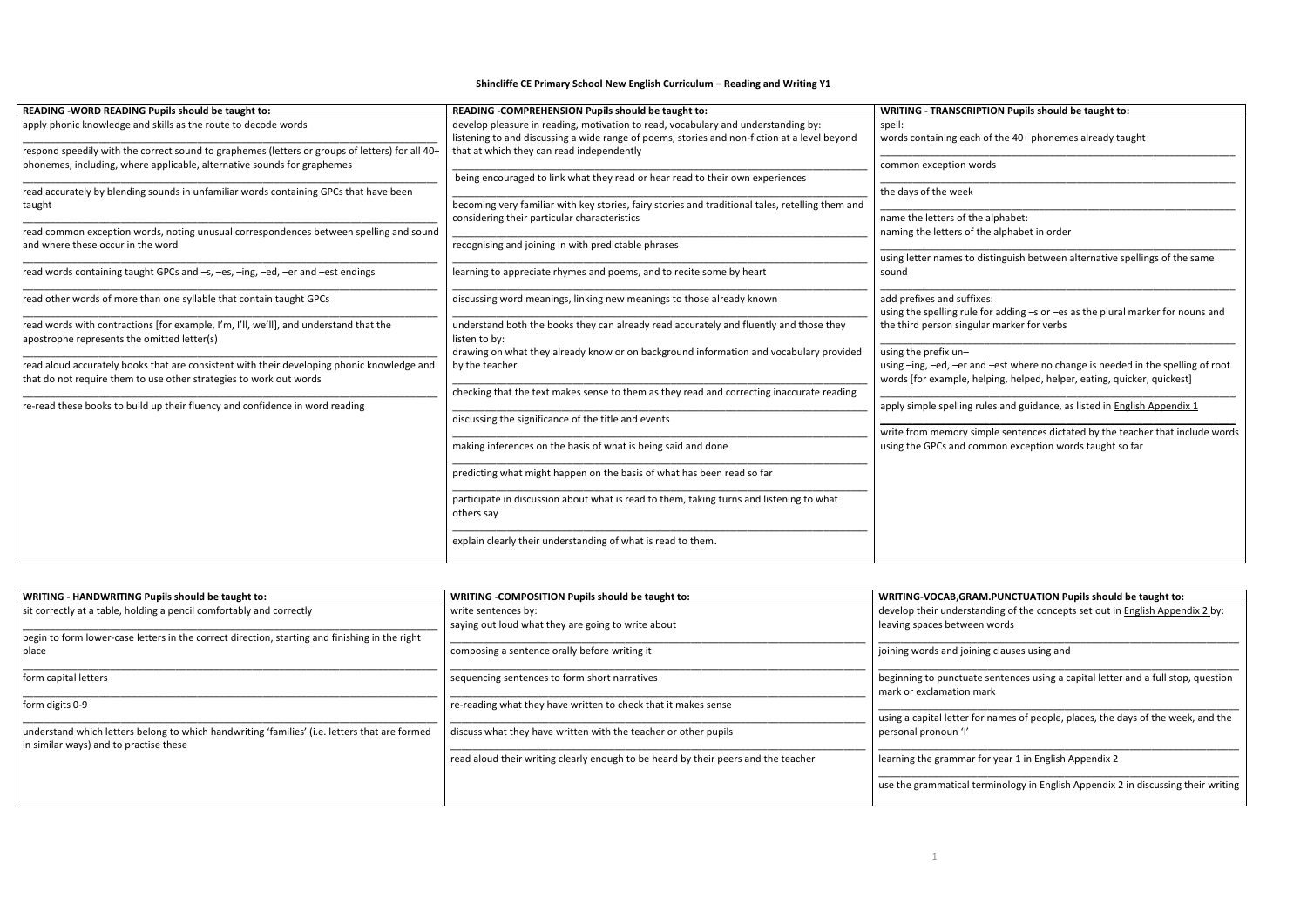# Shincliffe CE Primary School New English Curriculum – Reading and Writing Y1

| READING -WORD READING Pupils should be taught to: | READING -COMPREHENSION Pupils should be taught to: | WRITING - TRANSCRIPTION Pupils should be taught to: |
|---|---|---|
| apply phonic knowledge and skills as the route to decode words | develop pleasure in reading, motivation to read, vocabulary and understanding by:<br>listening to and discussing a wide range of poems, stories and non-fiction at a level beyond that at which they can read independently | spell:<br>words containing each of the 40+ phonemes already taught |
| respond speedily with the correct sound to graphemes (letters or groups of letters) for all 40+ phonemes, including, where applicable, alternative sounds for graphemes | being encouraged to link what they read or hear read to their own experiences | common exception words |
| read accurately by blending sounds in unfamiliar words containing GPCs that have been taught | becoming very familiar with key stories, fairy stories and traditional tales, retelling them and considering their particular characteristics | the days of the week |
| read common exception words, noting unusual correspondences between spelling and sound and where these occur in the word | recognising and joining in with predictable phrases | name the letters of the alphabet:<br>naming the letters of the alphabet in order |
| read words containing taught GPCs and –s, –es, –ing, –ed, –er and –est endings | learning to appreciate rhymes and poems, and to recite some by heart | using letter names to distinguish between alternative spellings of the same sound |
| read other words of more than one syllable that contain taught GPCs | discussing word meanings, linking new meanings to those already known | add prefixes and suffixes:<br>using the spelling rule for adding –s or –es as the plural marker for nouns and the third person singular marker for verbs |
| read words with contractions [for example, I'm, I'll, we'll], and understand that the apostrophe represents the omitted letter(s) | understand both the books they can already read accurately and fluently and those they listen to by:<br>drawing on what they already know or on background information and vocabulary provided by the teacher | using the prefix un–<br>using –ing, –ed, –er and –est where no change is needed in the spelling of root words [for example, helping, helped, helper, eating, quicker, quickest] |
| read aloud accurately books that are consistent with their developing phonic knowledge and that do not require them to use other strategies to work out words | checking that the text makes sense to them as they read and correcting inaccurate reading | apply simple spelling rules and guidance, as listed in English Appendix 1 |
| re-read these books to build up their fluency and confidence in word reading | discussing the significance of the title and events | write from memory simple sentences dictated by the teacher that include words using the GPCs and common exception words taught so far |
| | making inferences on the basis of what is being said and done | |
| | predicting what might happen on the basis of what has been read so far | |
| | participate in discussion about what is read to them, taking turns and listening to what others say | |
| | explain clearly their understanding of what is read to them. | |

| WRITING - HANDWRITING Pupils should be taught to: | WRITING -COMPOSITION Pupils should be taught to: | WRITING-VOCAB,GRAM.PUNCTUATION Pupils should be taught to: |
|---|---|---|
| sit correctly at a table, holding a pencil comfortably and correctly | write sentences by:<br>saying out loud what they are going to write about | develop their understanding of the concepts set out in English Appendix 2 by:<br>leaving spaces between words |
| begin to form lower-case letters in the correct direction, starting and finishing in the right place | composing a sentence orally before writing it | joining words and joining clauses using and |
| form capital letters | sequencing sentences to form short narratives | beginning to punctuate sentences using a capital letter and a full stop, question mark or exclamation mark |
| form digits 0-9 | re-reading what they have written to check that it makes sense | using a capital letter for names of people, places, the days of the week, and the personal pronoun 'I' |
| understand which letters belong to which handwriting 'families' (i.e. letters that are formed in similar ways) and to practise these | discuss what they have written with the teacher or other pupils | learning the grammar for year 1 in English Appendix 2 |
| | read aloud their writing clearly enough to be heard by their peers and the teacher | use the grammatical terminology in English Appendix 2 in discussing their writing |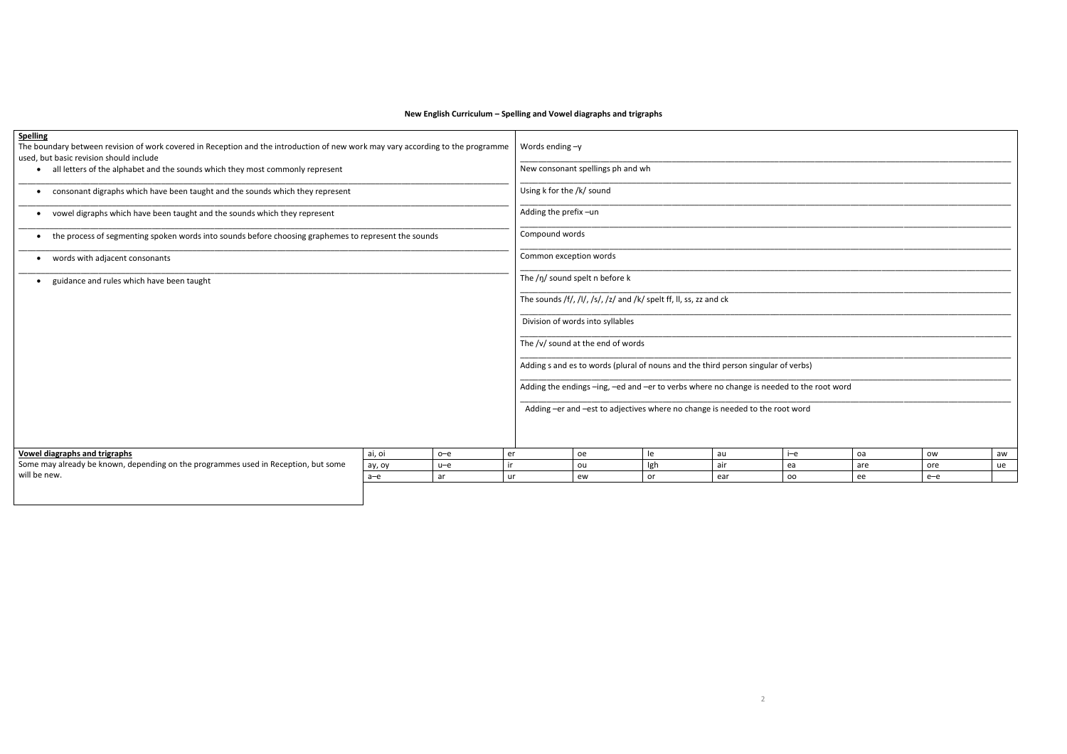**New English Curriculum – Spelling and Vowel diagraphs and trigraphs**

**Spelling**

The boundary between revision of work covered in Reception and the introduction of new work may vary according to the programme used, but basic revision should include

- all letters of the alphabet and the sounds which they most commonly represent
- consonant digraphs which have been taught and the sounds which they represent
- vowel digraphs which have been taught and the sounds which they represent
- the process of segmenting spoken words into sounds before choosing graphemes to represent the sounds
- words with adjacent consonants
- guidance and rules which have been taught

Words ending –y

New consonant spellings ph and wh

Using k for the /k/ sound

Adding the prefix –un

Compound words

Common exception words

The /ŋ/ sound spelt n before k

The sounds /f/, /l/, /s/, /z/ and /k/ spelt ff, ll, ss, zz and ck

Division of words into syllables

The /v/ sound at the end of words

Adding s and es to words (plural of nouns and the third person singular of verbs)

Adding the endings –ing, –ed and –er to verbs where no change is needed to the root word

Adding –er and –est to adjectives where no change is needed to the root word

**Vowel diagraphs and trigraphs**

Some may already be known, depending on the programmes used in Reception, but some will be new.

| | | | | | | | | | |
|---|---|---|---|---|---|---|---|---|---|
| ai, oi | o–e | er | oe | le | au | i–e | oa | ow | aw |
| ay, oy | u–e | ir | ou | Igh | air | ea | are | ore | ue |
| a–e | ar | ur | ew | or | ear | oo | ee | e–e | |